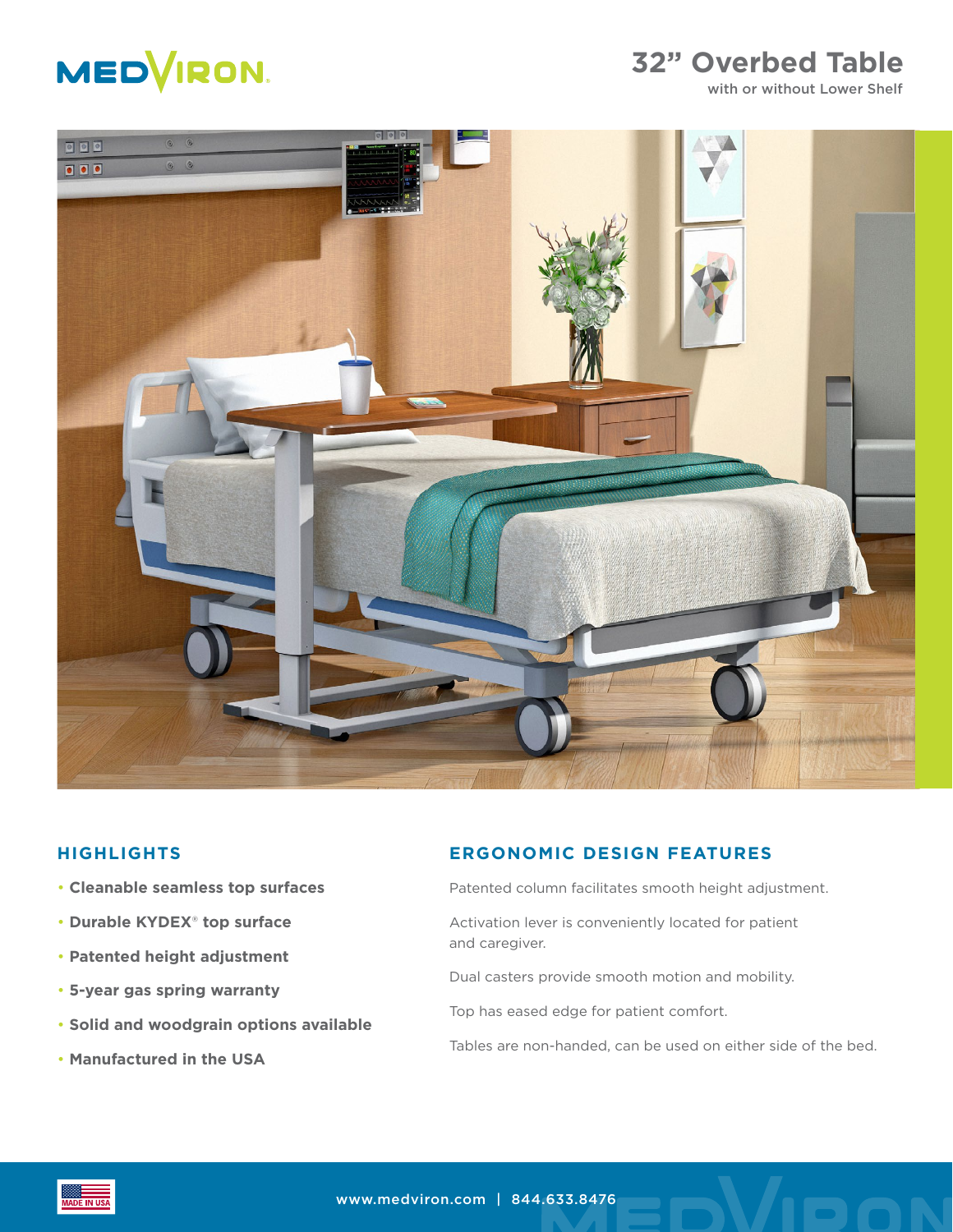MEDVIRON

# 32" Overbed Table

with or without Lower Shelf

## HIGHLIGHTS

- **Cleanable seamless top surfaces**
- **Durable KYDEX® top surface**
- **Patented height adjustment**
- **5-year gas spring warranty**
- **Solid and woodgrain options available**
- **Manufactured in the USA**

## ERGONOMIC DESIGN FEATURES

Patented column facilitates smooth height adjustment.

Activation lever is conveniently located for patient and caregiver.

Dual casters provide smooth motion and mobility.

Top has eased edge for patient comfort.

Tables are non-handed, can be used on either side of the bed.

MADE IN USA

www.medviron.com | 844.633.8476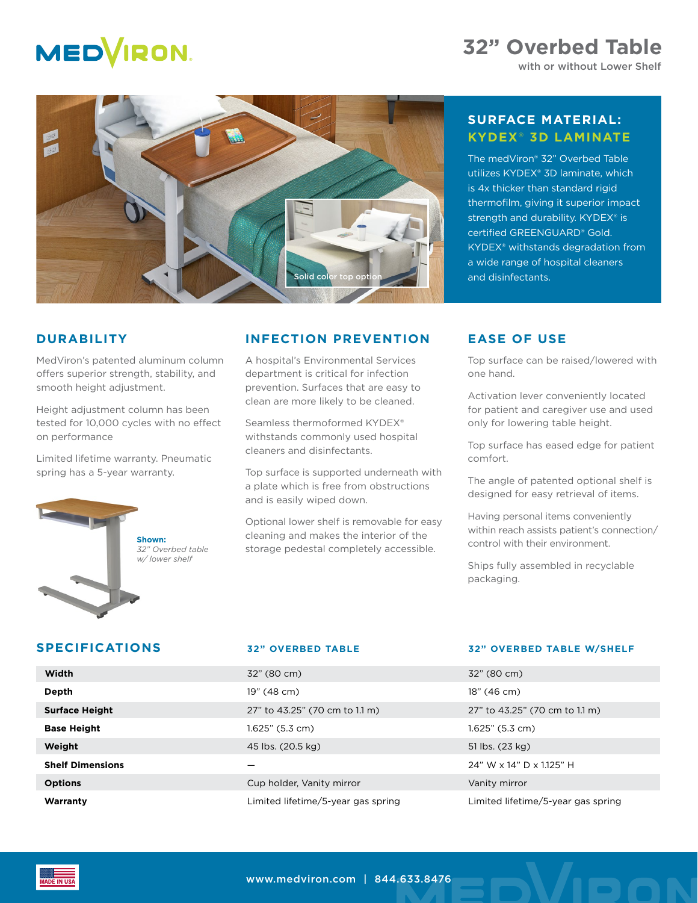# 32" Overbed Table

with or without Lower Shelf

Solid color top option

## SURFACE MATERIAL: KYDEX® 3D LAMINATE

The medViron® 32" Overbed Table utilizes KYDEX® 3D laminate, which is 4x thicker than standard rigid thermofilm, giving it superior impact strength and durability. KYDEX® is certified GREENGUARD® Gold. KYDEX® withstands degradation from a wide range of hospital cleaners and disinfectants.

## DURABILITY

MedViron's patented aluminum column offers superior strength, stability, and smooth height adjustment.

Height adjustment column has been tested for 10,000 cycles with no effect on performance

Limited lifetime warranty. Pneumatic spring has a 5-year warranty.

**Shown:**
*32" Overbed table w/ lower shelf*

## INFECTION PREVENTION

A hospital's Environmental Services department is critical for infection prevention. Surfaces that are easy to clean are more likely to be cleaned.

Seamless thermoformed KYDEX® withstands commonly used hospital cleaners and disinfectants.

Top surface is supported underneath with a plate which is free from obstructions and is easily wiped down.

Optional lower shelf is removable for easy cleaning and makes the interior of the storage pedestal completely accessible.

## EASE OF USE

Top surface can be raised/lowered with one hand.

Activation lever conveniently located for patient and caregiver use and used only for lowering table height.

Top surface has eased edge for patient comfort.

The angle of patented optional shelf is designed for easy retrieval of items.

Having personal items conveniently within reach assists patient's connection/control with their environment.

Ships fully assembled in recyclable packaging.

## SPECIFICATIONS

| SPECIFICATIONS | 32" OVERBED TABLE | 32" OVERBED TABLE W/SHELF |
|---|---|---|
| **Width** | 32" (80 cm) | 32" (80 cm) |
| **Depth** | 19" (48 cm) | 18" (46 cm) |
| **Surface Height** | 27" to 43.25" (70 cm to 1.1 m) | 27" to 43.25" (70 cm to 1.1 m) |
| **Base Height** | 1.625" (5.3 cm) | 1.625" (5.3 cm) |
| **Weight** | 45 lbs. (20.5 kg) | 51 lbs. (23 kg) |
| **Shelf Dimensions** | — | 24" W x 14" D x 1.125" H |
| **Options** | Cup holder, Vanity mirror | Vanity mirror |
| **Warranty** | Limited lifetime/5-year gas spring | Limited lifetime/5-year gas spring |

MADE IN USA

www.medviron.com | 844.633.8476